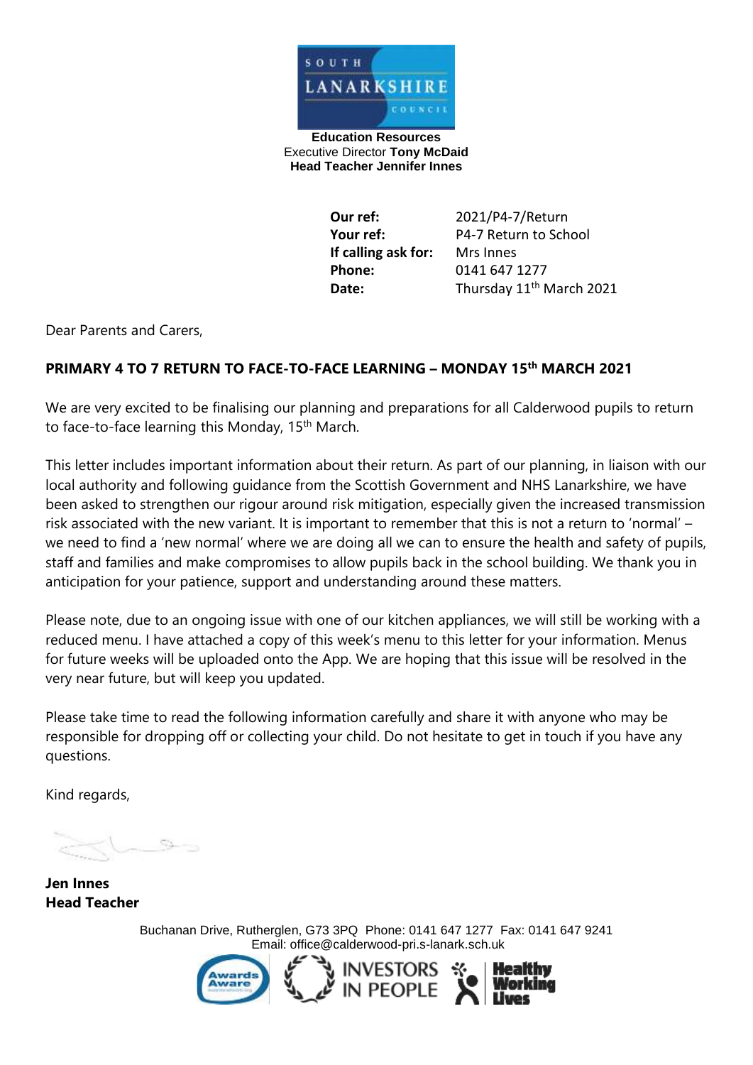SOUTH LANARKSHIRE COUNCIL

**Education Resources**
Executive Director **Tony McDaid**
**Head Teacher Jennifer Innes**

| | |
|---|---|
| **Our ref:** | 2021/P4-7/Return |
| **Your ref:** | P4-7 Return to School |
| **If calling ask for:** | Mrs Innes |
| **Phone:** | 0141 647 1277 |
| **Date:** | Thursday 11th March 2021 |

Dear Parents and Carers,

**PRIMARY 4 TO 7 RETURN TO FACE-TO-FACE LEARNING – MONDAY 15th MARCH 2021**

We are very excited to be finalising our planning and preparations for all Calderwood pupils to return to face-to-face learning this Monday, 15th March.

This letter includes important information about their return. As part of our planning, in liaison with our local authority and following guidance from the Scottish Government and NHS Lanarkshire, we have been asked to strengthen our rigour around risk mitigation, especially given the increased transmission risk associated with the new variant. It is important to remember that this is not a return to 'normal' – we need to find a 'new normal' where we are doing all we can to ensure the health and safety of pupils, staff and families and make compromises to allow pupils back in the school building. We thank you in anticipation for your patience, support and understanding around these matters.

Please note, due to an ongoing issue with one of our kitchen appliances, we will still be working with a reduced menu. I have attached a copy of this week's menu to this letter for your information. Menus for future weeks will be uploaded onto the App. We are hoping that this issue will be resolved in the very near future, but will keep you updated.

Please take time to read the following information carefully and share it with anyone who may be responsible for dropping off or collecting your child. Do not hesitate to get in touch if you have any questions.

Kind regards,

**Jen Innes**
**Head Teacher**

Buchanan Drive, Rutherglen, G73 3PQ Phone: 0141 647 1277 Fax: 0141 647 9241
Email: office@calderwood-pri.s-lanark.sch.uk

Awards Aware | INVESTORS IN PEOPLE | Healthy Working Lives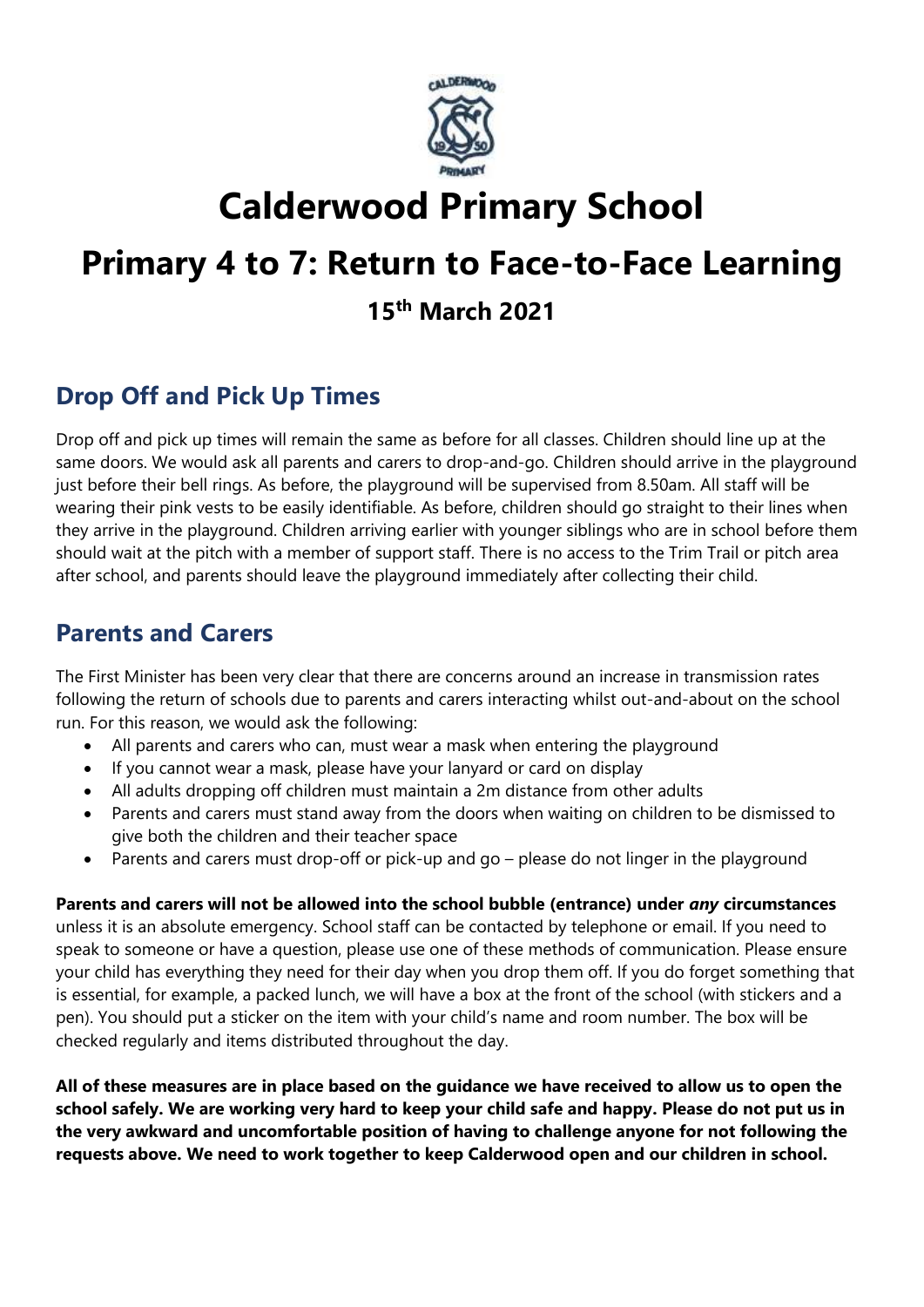# Calderwood Primary School

# Primary 4 to 7: Return to Face-to-Face Learning

### 15th March 2021

## Drop Off and Pick Up Times

Drop off and pick up times will remain the same as before for all classes. Children should line up at the same doors. We would ask all parents and carers to drop-and-go. Children should arrive in the playground just before their bell rings. As before, the playground will be supervised from 8.50am. All staff will be wearing their pink vests to be easily identifiable. As before, children should go straight to their lines when they arrive in the playground. Children arriving earlier with younger siblings who are in school before them should wait at the pitch with a member of support staff. There is no access to the Trim Trail or pitch area after school, and parents should leave the playground immediately after collecting their child.

## Parents and Carers

The First Minister has been very clear that there are concerns around an increase in transmission rates following the return of schools due to parents and carers interacting whilst out-and-about on the school run. For this reason, we would ask the following:

- All parents and carers who can, must wear a mask when entering the playground
- If you cannot wear a mask, please have your lanyard or card on display
- All adults dropping off children must maintain a 2m distance from other adults
- Parents and carers must stand away from the doors when waiting on children to be dismissed to give both the children and their teacher space
- Parents and carers must drop-off or pick-up and go – please do not linger in the playground

**Parents and carers will not be allowed into the school bubble (entrance) under *any* circumstances** unless it is an absolute emergency. School staff can be contacted by telephone or email. If you need to speak to someone or have a question, please use one of these methods of communication. Please ensure your child has everything they need for their day when you drop them off. If you do forget something that is essential, for example, a packed lunch, we will have a box at the front of the school (with stickers and a pen). You should put a sticker on the item with your child's name and room number. The box will be checked regularly and items distributed throughout the day.

**All of these measures are in place based on the guidance we have received to allow us to open the school safely. We are working very hard to keep your child safe and happy. Please do not put us in the very awkward and uncomfortable position of having to challenge anyone for not following the requests above. We need to work together to keep Calderwood open and our children in school.**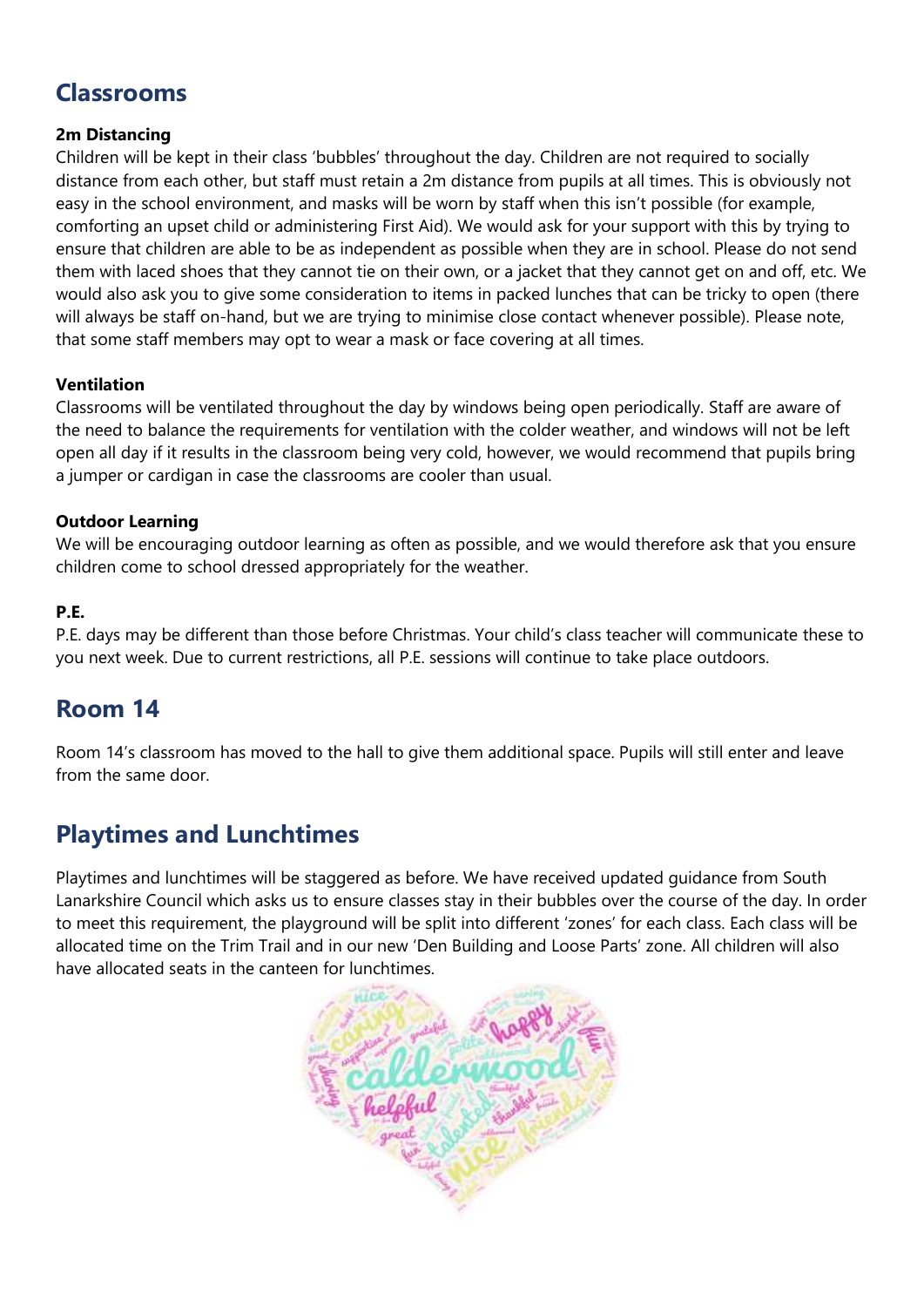## Classrooms

### 2m Distancing

Children will be kept in their class 'bubbles' throughout the day. Children are not required to socially distance from each other, but staff must retain a 2m distance from pupils at all times. This is obviously not easy in the school environment, and masks will be worn by staff when this isn't possible (for example, comforting an upset child or administering First Aid). We would ask for your support with this by trying to ensure that children are able to be as independent as possible when they are in school. Please do not send them with laced shoes that they cannot tie on their own, or a jacket that they cannot get on and off, etc. We would also ask you to give some consideration to items in packed lunches that can be tricky to open (there will always be staff on-hand, but we are trying to minimise close contact whenever possible). Please note, that some staff members may opt to wear a mask or face covering at all times.

### Ventilation

Classrooms will be ventilated throughout the day by windows being open periodically. Staff are aware of the need to balance the requirements for ventilation with the colder weather, and windows will not be left open all day if it results in the classroom being very cold, however, we would recommend that pupils bring a jumper or cardigan in case the classrooms are cooler than usual.

### Outdoor Learning

We will be encouraging outdoor learning as often as possible, and we would therefore ask that you ensure children come to school dressed appropriately for the weather.

### P.E.

P.E. days may be different than those before Christmas. Your child's class teacher will communicate these to you next week. Due to current restrictions, all P.E. sessions will continue to take place outdoors.

## Room 14

Room 14's classroom has moved to the hall to give them additional space. Pupils will still enter and leave from the same door.

## Playtimes and Lunchtimes

Playtimes and lunchtimes will be staggered as before. We have received updated guidance from South Lanarkshire Council which asks us to ensure classes stay in their bubbles over the course of the day. In order to meet this requirement, the playground will be split into different 'zones' for each class. Each class will be allocated time on the Trim Trail and in our new 'Den Building and Loose Parts' zone. All children will also have allocated seats in the canteen for lunchtimes.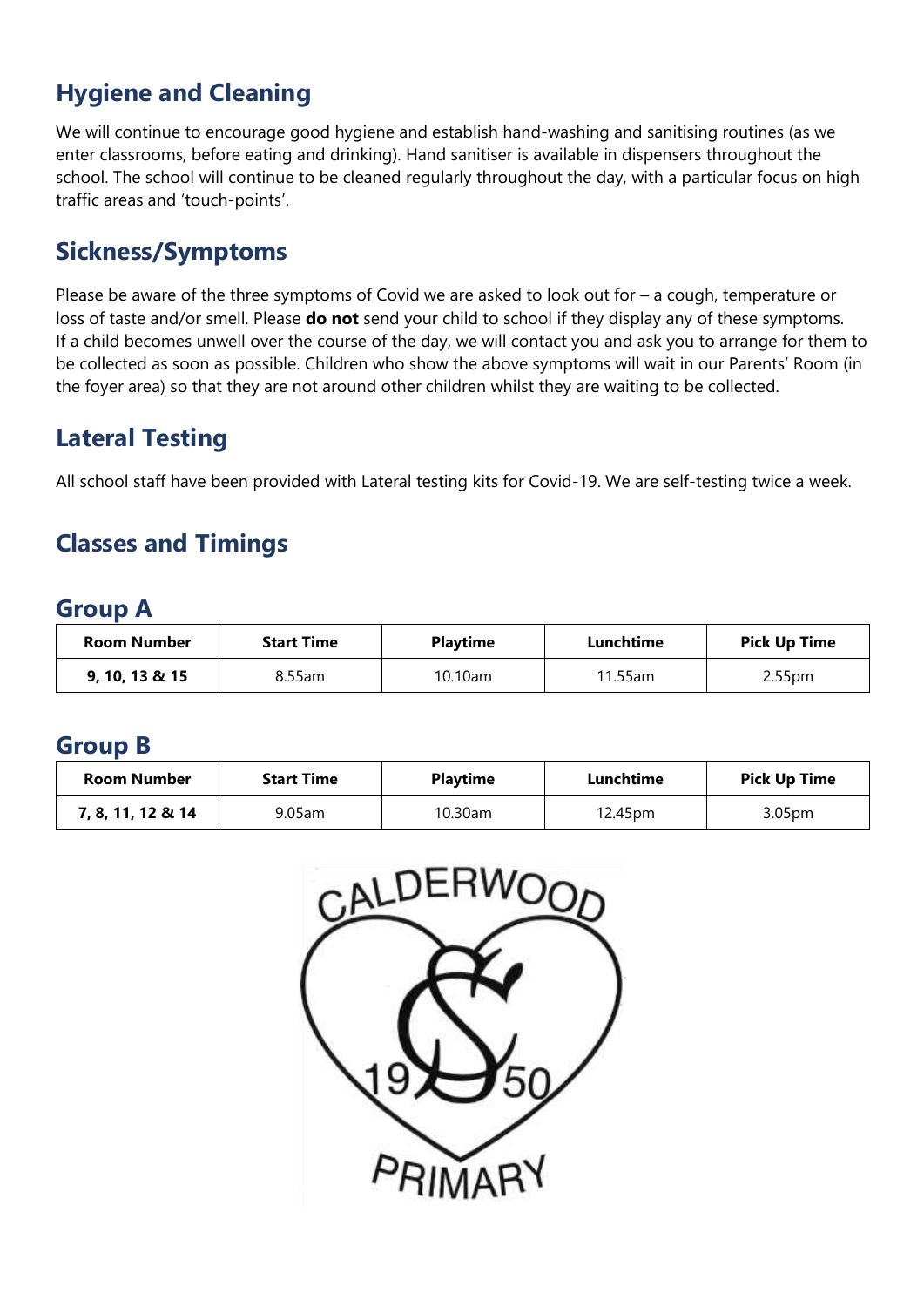## Hygiene and Cleaning

We will continue to encourage good hygiene and establish hand-washing and sanitising routines (as we enter classrooms, before eating and drinking). Hand sanitiser is available in dispensers throughout the school. The school will continue to be cleaned regularly throughout the day, with a particular focus on high traffic areas and 'touch-points'.

## Sickness/Symptoms

Please be aware of the three symptoms of Covid we are asked to look out for – a cough, temperature or loss of taste and/or smell. Please **do not** send your child to school if they display any of these symptoms. If a child becomes unwell over the course of the day, we will contact you and ask you to arrange for them to be collected as soon as possible. Children who show the above symptoms will wait in our Parents' Room (in the foyer area) so that they are not around other children whilst they are waiting to be collected.

## Lateral Testing

All school staff have been provided with Lateral testing kits for Covid-19. We are self-testing twice a week.

## Classes and Timings

### Group A

| Room Number | Start Time | Playtime | Lunchtime | Pick Up Time |
|---|---|---|---|---|
| **9, 10, 13 & 15** | 8.55am | 10.10am | 11.55am | 2.55pm |

### Group B

| Room Number | Start Time | Playtime | Lunchtime | Pick Up Time |
|---|---|---|---|---|
| **7, 8, 11, 12 & 14** | 9.05am | 10.30am | 12.45pm | 3.05pm |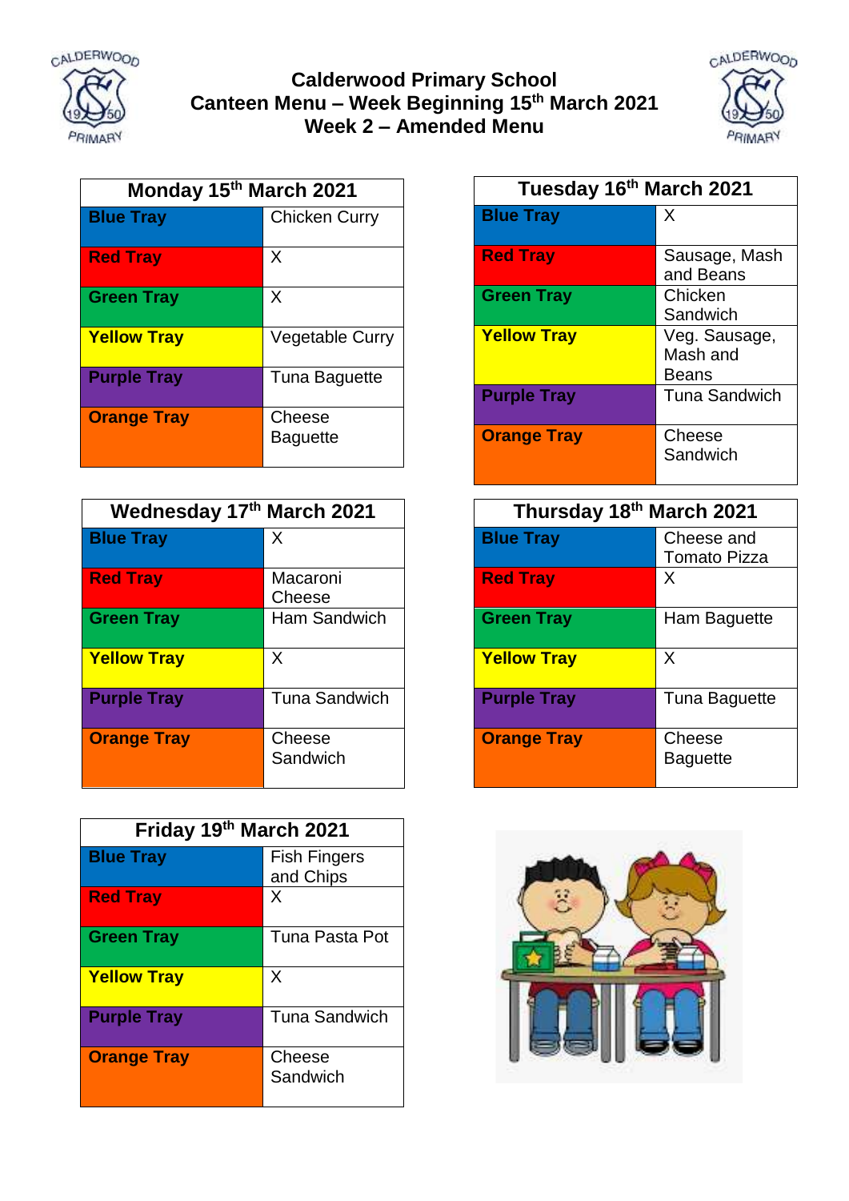# Calderwood Primary School
## Canteen Menu – Week Beginning 15th March 2021
## Week 2 – Amended Menu

| Monday 15th March 2021 | |
|---|---|
| **Blue Tray** | Chicken Curry |
| **Red Tray** | X |
| **Green Tray** | X |
| **Yellow Tray** | Vegetable Curry |
| **Purple Tray** | Tuna Baguette |
| **Orange Tray** | Cheese Baguette |

| Tuesday 16th March 2021 | |
|---|---|
| **Blue Tray** | X |
| **Red Tray** | Sausage, Mash and Beans |
| **Green Tray** | Chicken Sandwich |
| **Yellow Tray** | Veg. Sausage, Mash and Beans |
| **Purple Tray** | Tuna Sandwich |
| **Orange Tray** | Cheese Sandwich |

| Wednesday 17th March 2021 | |
|---|---|
| **Blue Tray** | X |
| **Red Tray** | Macaroni Cheese |
| **Green Tray** | Ham Sandwich |
| **Yellow Tray** | X |
| **Purple Tray** | Tuna Sandwich |
| **Orange Tray** | Cheese Sandwich |

| Thursday 18th March 2021 | |
|---|---|
| **Blue Tray** | Cheese and Tomato Pizza |
| **Red Tray** | X |
| **Green Tray** | Ham Baguette |
| **Yellow Tray** | X |
| **Purple Tray** | Tuna Baguette |
| **Orange Tray** | Cheese Baguette |

| Friday 19th March 2021 | |
|---|---|
| **Blue Tray** | Fish Fingers and Chips |
| **Red Tray** | X |
| **Green Tray** | Tuna Pasta Pot |
| **Yellow Tray** | X |
| **Purple Tray** | Tuna Sandwich |
| **Orange Tray** | Cheese Sandwich |